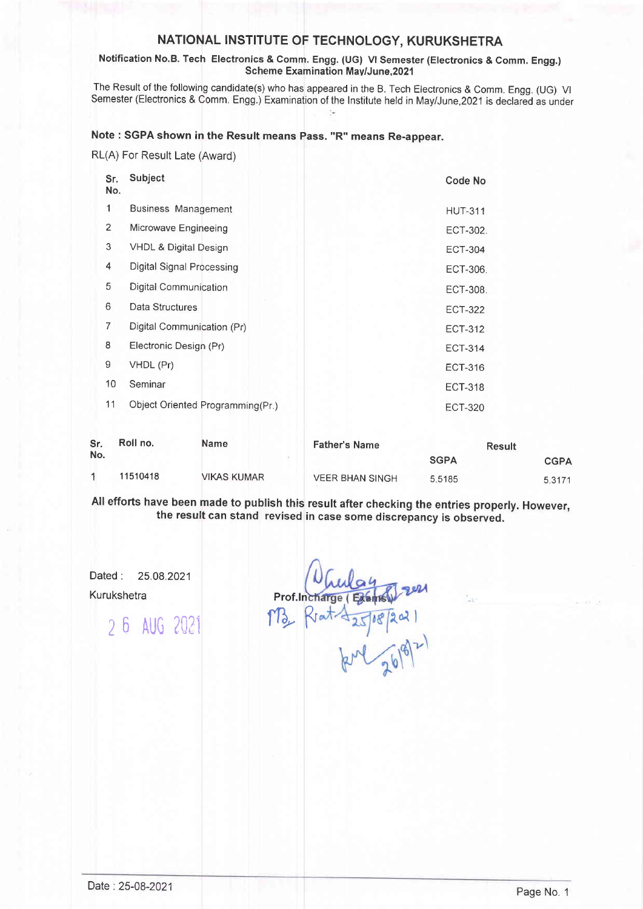# NATIONAL INSTITUTE OF TECHNOLOGY, KURUKSHETRA

**Notification No.B. Tech Electronics & Comm. Engg. (UG) VI Semester (Electronics & Comm. Engg.) Scheme Examination May/June,2021**

The Result of the following candidate(s) who has appeared in the B. Tech Electronics & Comm. Engg. (UG) VI Semester (Electronics & Comm. Engg.) Examination of the Institute held in May/June,2021 is declared as under :-

**Note : SGPA shown in the Result means Pass. "R" means Re-appear.**

RL(A) For Result Late (Award)

| Sr. No. | Subject | Code No |
|---|---|---|
| 1 | Business Management | HUT-311 |
| 2 | Microwave Engineeing | ECT-302. |
| 3 | VHDL & Digital Design | ECT-304 |
| 4 | Digital Signal Processing | ECT-306. |
| 5 | Digital Communication | ECT-308. |
| 6 | Data Structures | ECT-322 |
| 7 | Digital Communication (Pr) | ECT-312 |
| 8 | Electronic Design (Pr) | ECT-314 |
| 9 | VHDL (Pr) | ECT-316 |
| 10 | Seminar | ECT-318 |
| 11 | Object Oriented Programming(Pr.) | ECT-320 |

| Sr. No. | Roll no. | Name | Father's Name | Result | |
|---|---|---|---|---|---|
| | | | | SGPA | CGPA |
| 1 | 11510418 | VIKAS KUMAR | VEER BHAN SINGH | 5.5185 | 5.3171 |

**All efforts have been made to publish this result after checking the entries properly. However, the result can stand revised in case some discrepancy is observed.**

Dated : 25.08.2021

Kurukshetra

26 AUG 2021

Prof.Incharge ( Exams) 26/8/2021

25/08/2021

26/8/21

Date : 25-08-2021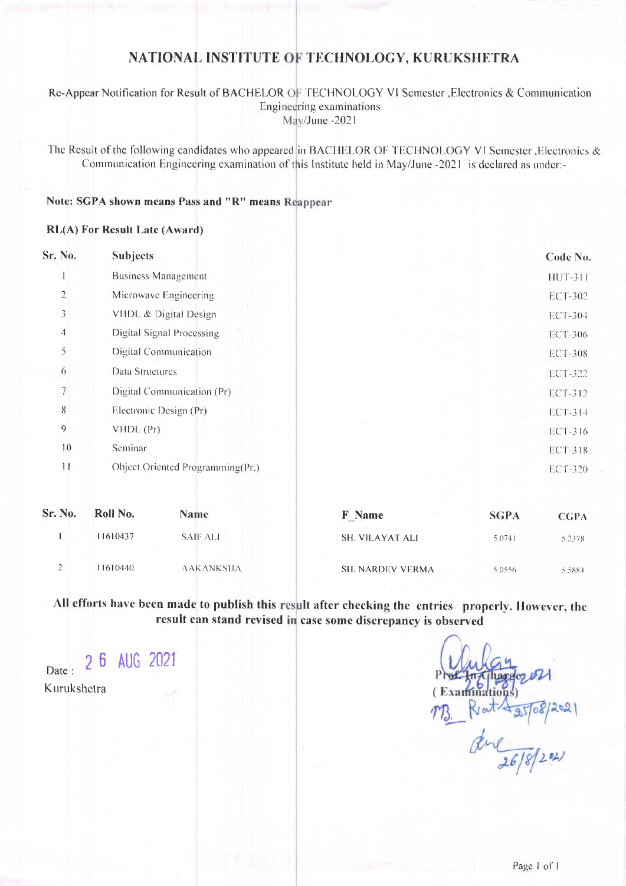# NATIONAL INSTITUTE OF TECHNOLOGY, KURUKSHETRA

Re-Appear Notification for Result of BACHELOR OF TECHNOLOGY VI Semester ,Electronics & Communication Engineering examinations May/June -2021

The Result of the following candidates who appeared in BACHELOR OF TECHNOLOGY VI Semester ,Electronics & Communication Engineering examination of this Institute held in May/June -2021 is declared as under:-

**Note: SGPA shown means Pass and "R" means Reappear**

**RL(A) For Result Late (Award)**

| Sr. No. | Subjects | Code No. |
|---|---|---|
| 1 | Business Management | HUT-311 |
| 2 | Microwave Engineering | ECT-302 |
| 3 | VHDL & Digital Design | ECT-304 |
| 4 | Digital Signal Processing | ECT-306 |
| 5 | Digital Communication | ECT-308 |
| 6 | Data Structures | ECT-322 |
| 7 | Digital Communication (Pr) | ECT-312 |
| 8 | Electronic Design (Pr) | ECT-314 |
| 9 | VHDL (Pr) | ECT-316 |
| 10 | Seminar | ECT-318 |
| 11 | Object Oriented Programming(Pr.) | ECT-320 |

| Sr. No. | Roll No. | Name | F_Name | SGPA | CGPA |
|---|---|---|---|---|---|
| 1 | 11610437 | SAIF ALI | SH. VILAYAT ALI | 5.0741 | 5.2378 |
| 2 | 11610440 | AAKANKSHA | SH. NARDEV VERMA | 5.0556 | 5.5884 |

**All efforts have been made to publish this result after checking the entries properly. However, the result can stand revised in case some discrepancy is observed**

Date : 26 AUG 2021

Kurukshetra

Prof. In-Charge
(Examinations)